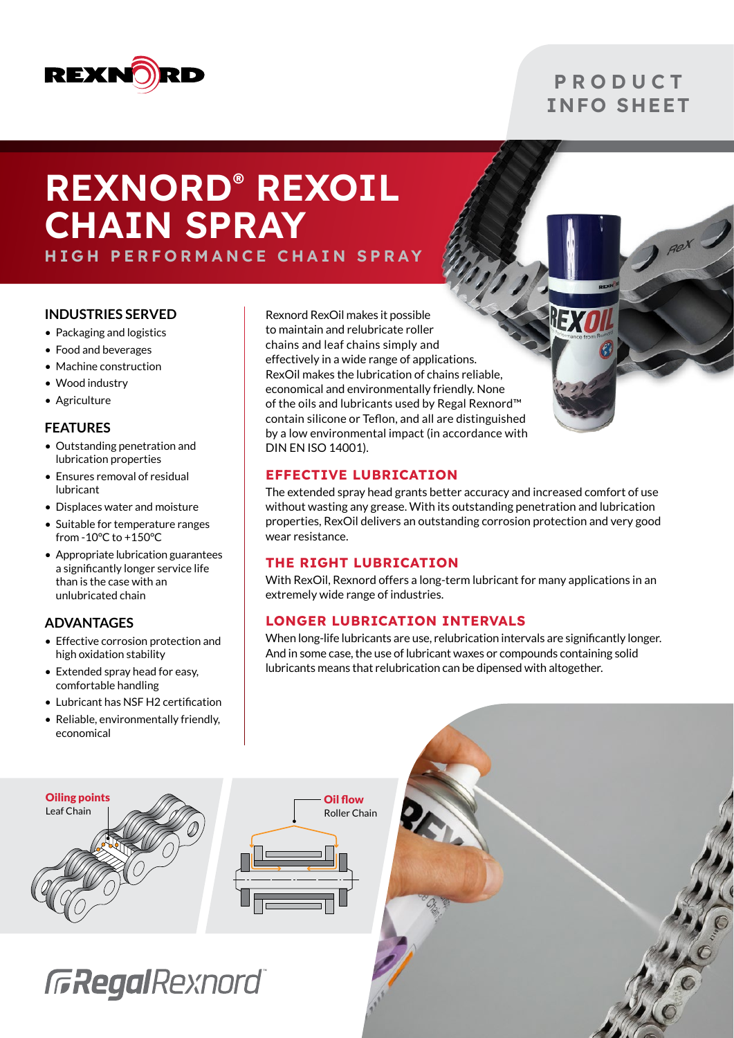# REXNORD® REXOIL CHAIN SPRAY

## HIGH PERFORMANCE CHAIN SPRAY

### INDUSTRIES SERVED

- Packaging and logistics
- Food and beverages
- Machine construction
- Wood industry
- Agriculture

### FEATURES

- Outstanding penetration and lubrication properties
- Ensures removal of residual lubricant
- Displaces water and moisture
- Suitable for temperature ranges from -10°C to +150°C
- Appropriate lubrication guarantees a significantly longer service life than is the case with an unlubricated chain

### ADVANTAGES

- Effective corrosion protection and high oxidation stability
- Extended spray head for easy, comfortable handling
- Lubricant has NSF H2 certification
- Reliable, environmentally friendly, economical

Rexnord RexOil makes it possible to maintain and relubricate roller chains and leaf chains simply and effectively in a wide range of applications. RexOil makes the lubrication of chains reliable, economical and environmentally friendly. None of the oils and lubricants used by Regal Rexnord™ contain silicone or Teflon, and all are distinguished by a low environmental impact (in accordance with DIN EN ISO 14001).

### EFFECTIVE LUBRICATION

The extended spray head grants better accuracy and increased comfort of use without wasting any grease. With its outstanding penetration and lubrication properties, RexOil delivers an outstanding corrosion protection and very good wear resistance.

### THE RIGHT LUBRICATION

With RexOil, Rexnord offers a long-term lubricant for many applications in an extremely wide range of industries.

### LONGER LUBRICATION INTERVALS

When long-life lubricants are use, relubrication intervals are significantly longer. And in some case, the use of lubricant waxes or compounds containing solid lubricants means that relubrication can be dipensed with altogether.

**Oiling points**
Leaf Chain

**Oil flow**
Roller Chain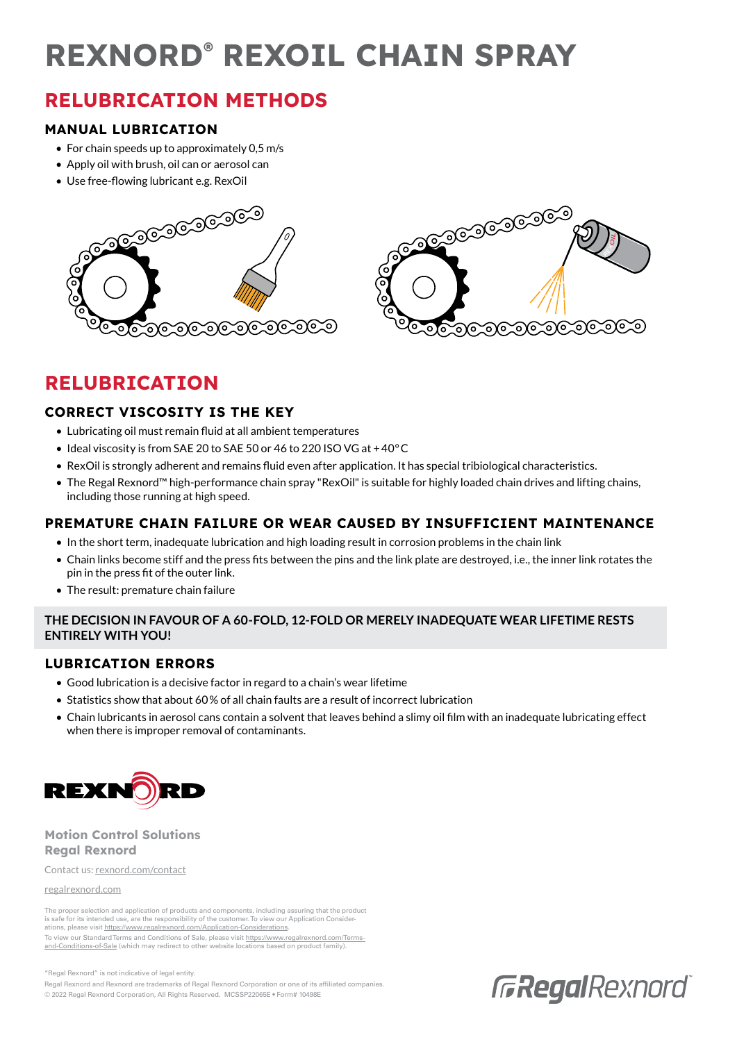# REXNORD® REXOIL CHAIN SPRAY

## RELUBRICATION METHODS

### MANUAL LUBRICATION

- For chain speeds up to approximately 0,5 m/s
- Apply oil with brush, oil can or aerosol can
- Use free-flowing lubricant e.g. RexOil

## RELUBRICATION

### CORRECT VISCOSITY IS THE KEY

- Lubricating oil must remain fluid at all ambient temperatures
- Ideal viscosity is from SAE 20 to SAE 50 or 46 to 220 ISO VG at +40 °C
- RexOil is strongly adherent and remains fluid even after application. It has special tribiological characteristics.
- The Regal Rexnord™ high-performance chain spray "RexOil" is suitable for highly loaded chain drives and lifting chains, including those running at high speed.

### PREMATURE CHAIN FAILURE OR WEAR CAUSED BY INSUFFICIENT MAINTENANCE

- In the short term, inadequate lubrication and high loading result in corrosion problems in the chain link
- Chain links become stiff and the press fits between the pins and the link plate are destroyed, i.e., the inner link rotates the pin in the press fit of the outer link.
- The result: premature chain failure

**THE DECISION IN FAVOUR OF A 60-FOLD, 12-FOLD OR MERELY INADEQUATE WEAR LIFETIME RESTS ENTIRELY WITH YOU!**

### LUBRICATION ERRORS

- Good lubrication is a decisive factor in regard to a chain's wear lifetime
- Statistics show that about 60 % of all chain faults are a result of incorrect lubrication
- Chain lubricants in aerosol cans contain a solvent that leaves behind a slimy oil film with an inadequate lubricating effect when there is improper removal of contaminants.

REXNORD

**Motion Control Solutions**
**Regal Rexnord**

Contact us: rexnord.com/contact

regalrexnord.com

The proper selection and application of products and components, including assuring that the product is safe for its intended use, are the responsibility of the customer. To view our Application Considerations, please visit https://www.regalrexnord.com/Application-Considerations.
To view our Standard Terms and Conditions of Sale, please visit https://www.regalrexnord.com/Terms-and-Conditions-of-Sale (which may redirect to other website locations based on product family).

"Regal Rexnord" is not indicative of legal entity.
Regal Rexnord and Rexnord are trademarks of Regal Rexnord Corporation or one of its affiliated companies.
© 2022 Regal Rexnord Corporation, All Rights Reserved. MCSSP22065E • Form# 10498E

RegalRexnord™